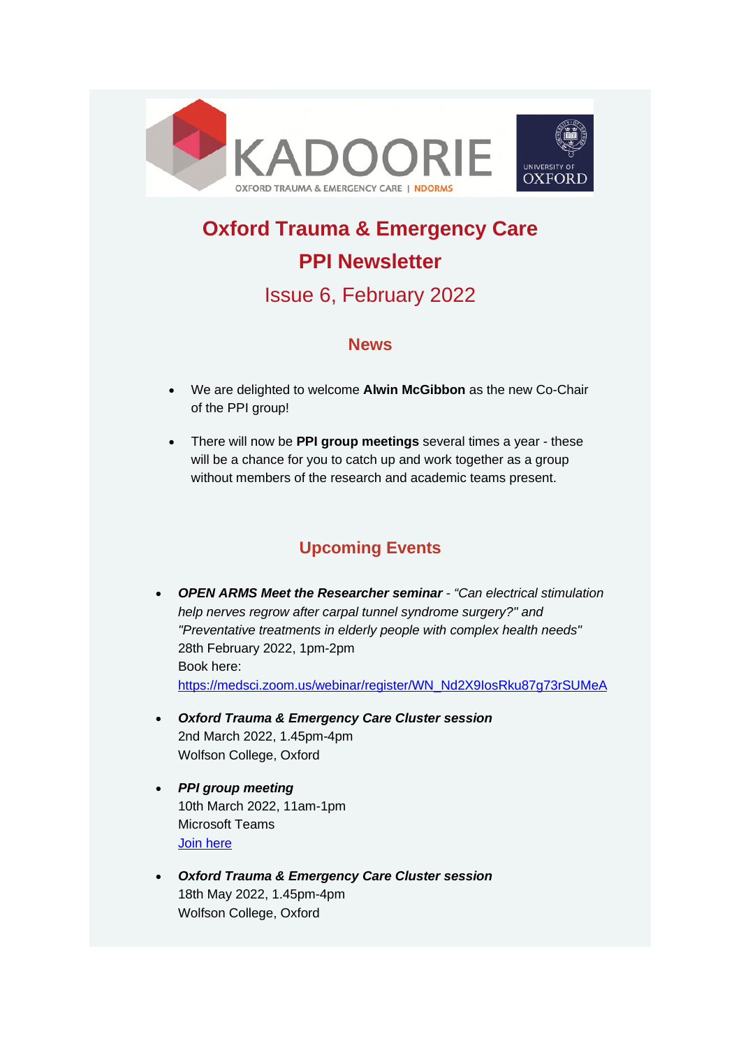# Oxford Trauma & Emergency Care

## PPI Newsletter

### Issue 6, February 2022

## News

- We are delighted to welcome **Alwin McGibbon** as the new Co-Chair of the PPI group!
- There will now be **PPI group meetings** several times a year - these will be a chance for you to catch up and work together as a group without members of the research and academic teams present.

## Upcoming Events

- ***OPEN ARMS Meet the Researcher seminar*** - *"Can electrical stimulation help nerves regrow after carpal tunnel syndrome surgery?" and "Preventative treatments in elderly people with complex health needs"*
  28th February 2022, 1pm-2pm
  Book here:
  https://medsci.zoom.us/webinar/register/WN_Nd2X9IosRku87g73rSUMeA
- ***Oxford Trauma & Emergency Care Cluster session***
  2nd March 2022, 1.45pm-4pm
  Wolfson College, Oxford
- ***PPI group meeting***
  10th March 2022, 11am-1pm
  Microsoft Teams
  Join here
- ***Oxford Trauma & Emergency Care Cluster session***
  18th May 2022, 1.45pm-4pm
  Wolfson College, Oxford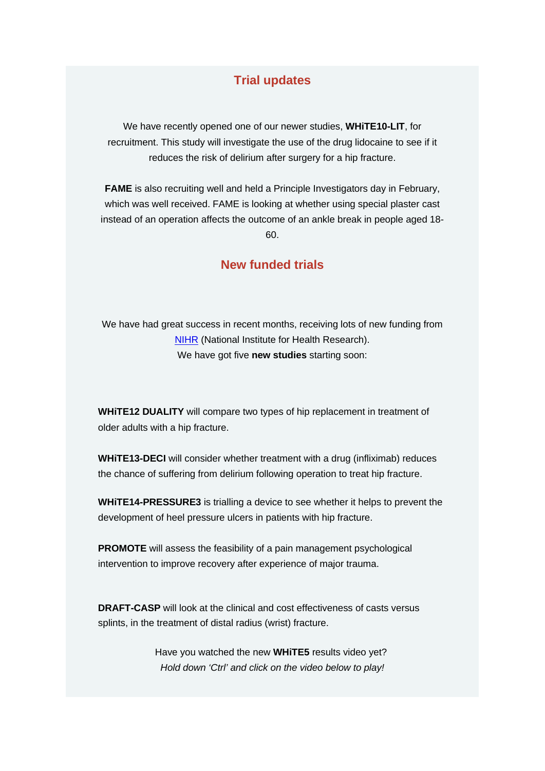## Trial updates

We have recently opened one of our newer studies, **WHiTE10-LIT**, for recruitment. This study will investigate the use of the drug lidocaine to see if it reduces the risk of delirium after surgery for a hip fracture.

**FAME** is also recruiting well and held a Principle Investigators day in February, which was well received. FAME is looking at whether using special plaster cast instead of an operation affects the outcome of an ankle break in people aged 18-60.

## New funded trials

We have had great success in recent months, receiving lots of new funding from [NIHR]() (National Institute for Health Research).
We have got five **new studies** starting soon:

**WHiTE12 DUALITY** will compare two types of hip replacement in treatment of older adults with a hip fracture.

**WHiTE13-DECI** will consider whether treatment with a drug (infliximab) reduces the chance of suffering from delirium following operation to treat hip fracture.

**WHiTE14-PRESSURE3** is trialling a device to see whether it helps to prevent the development of heel pressure ulcers in patients with hip fracture.

**PROMOTE** will assess the feasibility of a pain management psychological intervention to improve recovery after experience of major trauma.

**DRAFT-CASP** will look at the clinical and cost effectiveness of casts versus splints, in the treatment of distal radius (wrist) fracture.

Have you watched the new **WHiTE5** results video yet?
*Hold down 'Ctrl' and click on the video below to play!*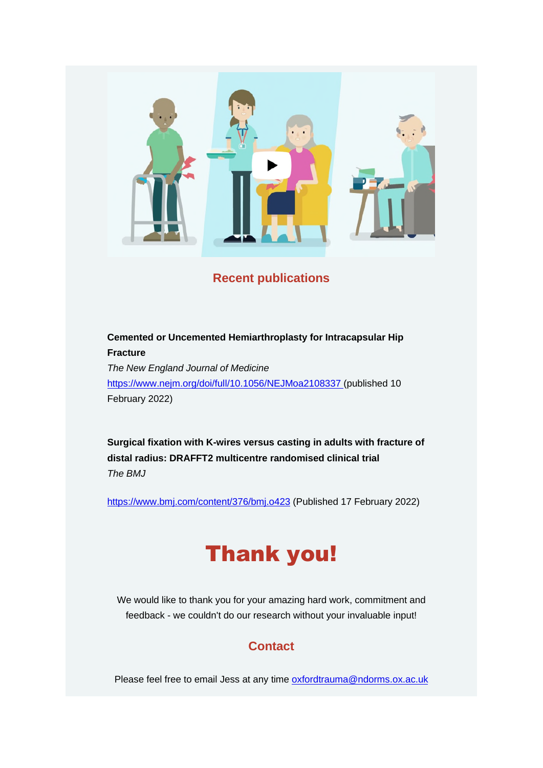## Recent publications

**Cemented or Uncemented Hemiarthroplasty for Intracapsular Hip Fracture**
*The New England Journal of Medicine*
https://www.nejm.org/doi/full/10.1056/NEJMoa2108337 (published 10 February 2022)

**Surgical fixation with K-wires versus casting in adults with fracture of distal radius: DRAFFT2 multicentre randomised clinical trial**
*The BMJ*

https://www.bmj.com/content/376/bmj.o423 (Published 17 February 2022)

# Thank you!

We would like to thank you for your amazing hard work, commitment and feedback - we couldn't do our research without your invaluable input!

## Contact

Please feel free to email Jess at any time oxfordtrauma@ndorms.ox.ac.uk